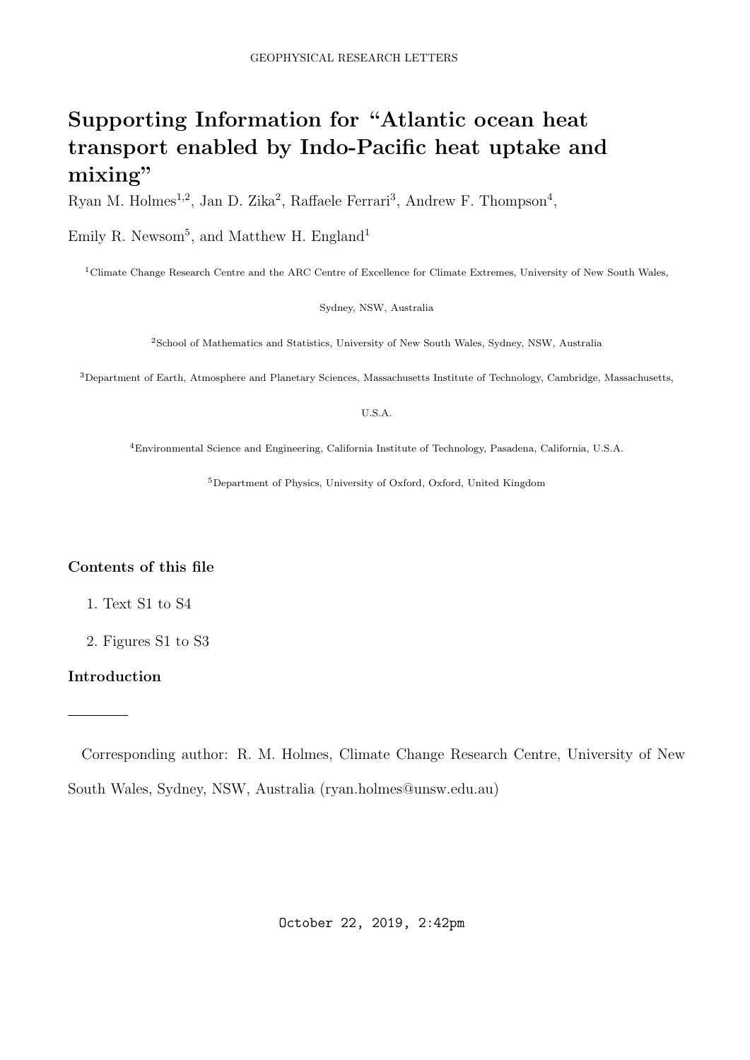# Supporting Information for "Atlantic ocean heat transport enabled by Indo-Pacific heat uptake and mixing"

Ryan M. Holmes[1,2], Jan D. Zika[2], Raffaele Ferrari[3], Andrew F. Thompson[4],

Emily R. Newsom[5], and Matthew H. England[1]

[1]Climate Change Research Centre and the ARC Centre of Excellence for Climate Extremes, University of New South Wales, Sydney, NSW, Australia

[2]School of Mathematics and Statistics, University of New South Wales, Sydney, NSW, Australia

[3]Department of Earth, Atmosphere and Planetary Sciences, Massachusetts Institute of Technology, Cambridge, Massachusetts, U.S.A.

[4]Environmental Science and Engineering, California Institute of Technology, Pasadena, California, U.S.A.

[5]Department of Physics, University of Oxford, Oxford, United Kingdom

## Contents of this file

1. Text S1 to S4
2. Figures S1 to S3

## Introduction

---

Corresponding author: R. M. Holmes, Climate Change Research Centre, University of New South Wales, Sydney, NSW, Australia (ryan.holmes@unsw.edu.au)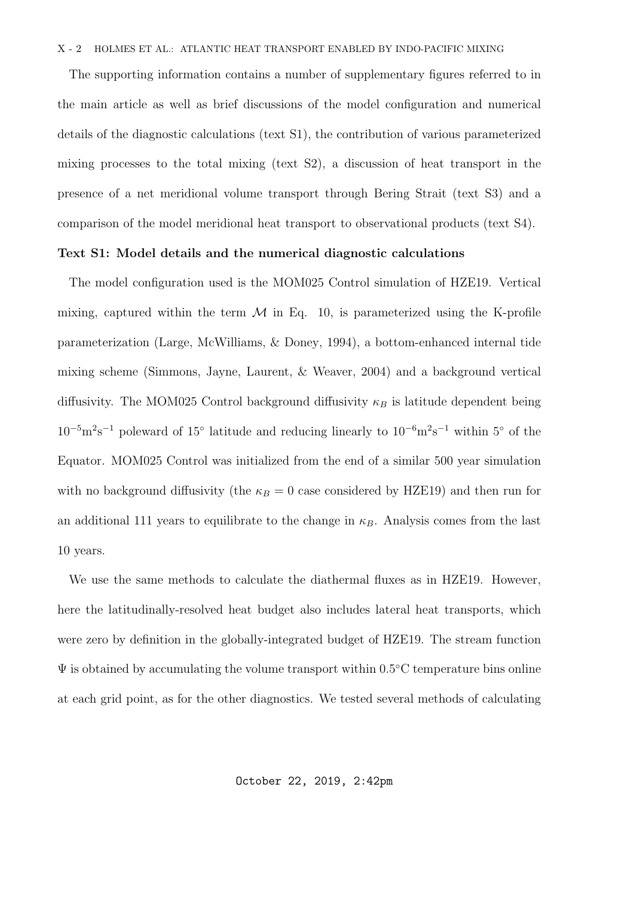The supporting information contains a number of supplementary figures referred to in the main article as well as brief discussions of the model configuration and numerical details of the diagnostic calculations (text S1), the contribution of various parameterized mixing processes to the total mixing (text S2), a discussion of heat transport in the presence of a net meridional volume transport through Bering Strait (text S3) and a comparison of the model meridional heat transport to observational products (text S4).

**Text S1: Model details and the numerical diagnostic calculations**

The model configuration used is the MOM025 Control simulation of HZE19. Vertical mixing, captured within the term $\mathcal{M}$ in Eq. 10, is parameterized using the K-profile parameterization (Large, McWilliams, & Doney, 1994), a bottom-enhanced internal tide mixing scheme (Simmons, Jayne, Laurent, & Weaver, 2004) and a background vertical diffusivity. The MOM025 Control background diffusivity $\kappa_B$ is latitude dependent being $10^{-5}\text{m}^2\text{s}^{-1}$ poleward of $15^\circ$ latitude and reducing linearly to $10^{-6}\text{m}^2\text{s}^{-1}$ within $5^\circ$ of the Equator. MOM025 Control was initialized from the end of a similar 500 year simulation with no background diffusivity (the $\kappa_B = 0$ case considered by HZE19) and then run for an additional 111 years to equilibrate to the change in $\kappa_B$. Analysis comes from the last 10 years.

We use the same methods to calculate the diathermal fluxes as in HZE19. However, here the latitudinally-resolved heat budget also includes lateral heat transports, which were zero by definition in the globally-integrated budget of HZE19. The stream function $\Psi$ is obtained by accumulating the volume transport within $0.5^\circ$C temperature bins online at each grid point, as for the other diagnostics. We tested several methods of calculating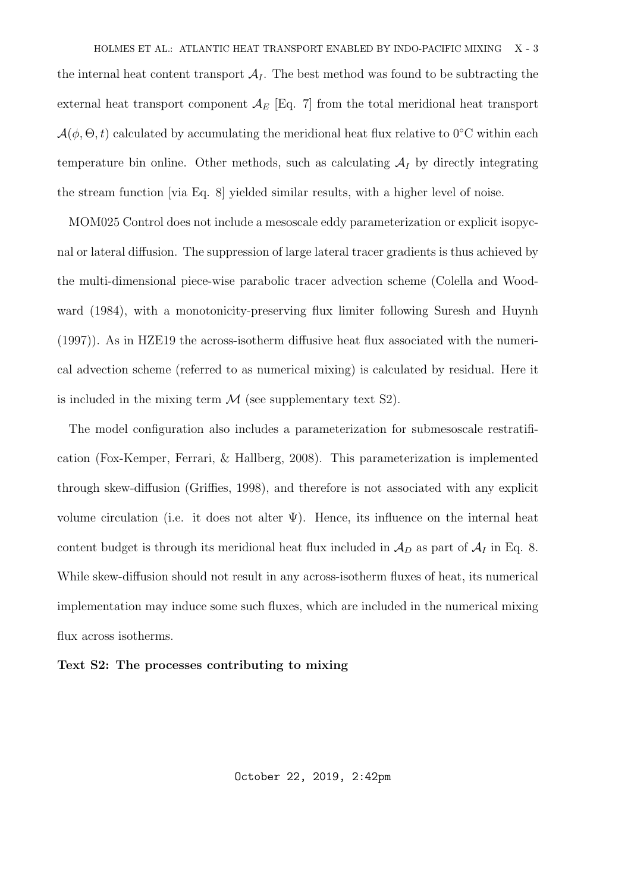the internal heat content transport $\mathcal{A}_I$. The best method was found to be subtracting the external heat transport component $\mathcal{A}_E$ [Eq. 7] from the total meridional heat transport $\mathcal{A}(\phi, \Theta, t)$ calculated by accumulating the meridional heat flux relative to 0°C within each temperature bin online. Other methods, such as calculating $\mathcal{A}_I$ by directly integrating the stream function [via Eq. 8] yielded similar results, with a higher level of noise.

MOM025 Control does not include a mesoscale eddy parameterization or explicit isopycnal or lateral diffusion. The suppression of large lateral tracer gradients is thus achieved by the multi-dimensional piece-wise parabolic tracer advection scheme (Colella and Woodward (1984), with a monotonicity-preserving flux limiter following Suresh and Huynh (1997)). As in HZE19 the across-isotherm diffusive heat flux associated with the numerical advection scheme (referred to as numerical mixing) is calculated by residual. Here it is included in the mixing term $\mathcal{M}$ (see supplementary text S2).

The model configuration also includes a parameterization for submesoscale restratification (Fox-Kemper, Ferrari, & Hallberg, 2008). This parameterization is implemented through skew-diffusion (Griffies, 1998), and therefore is not associated with any explicit volume circulation (i.e. it does not alter $\Psi$). Hence, its influence on the internal heat content budget is through its meridional heat flux included in $\mathcal{A}_D$ as part of $\mathcal{A}_I$ in Eq. 8. While skew-diffusion should not result in any across-isotherm fluxes of heat, its numerical implementation may induce some such fluxes, which are included in the numerical mixing flux across isotherms.

**Text S2: The processes contributing to mixing**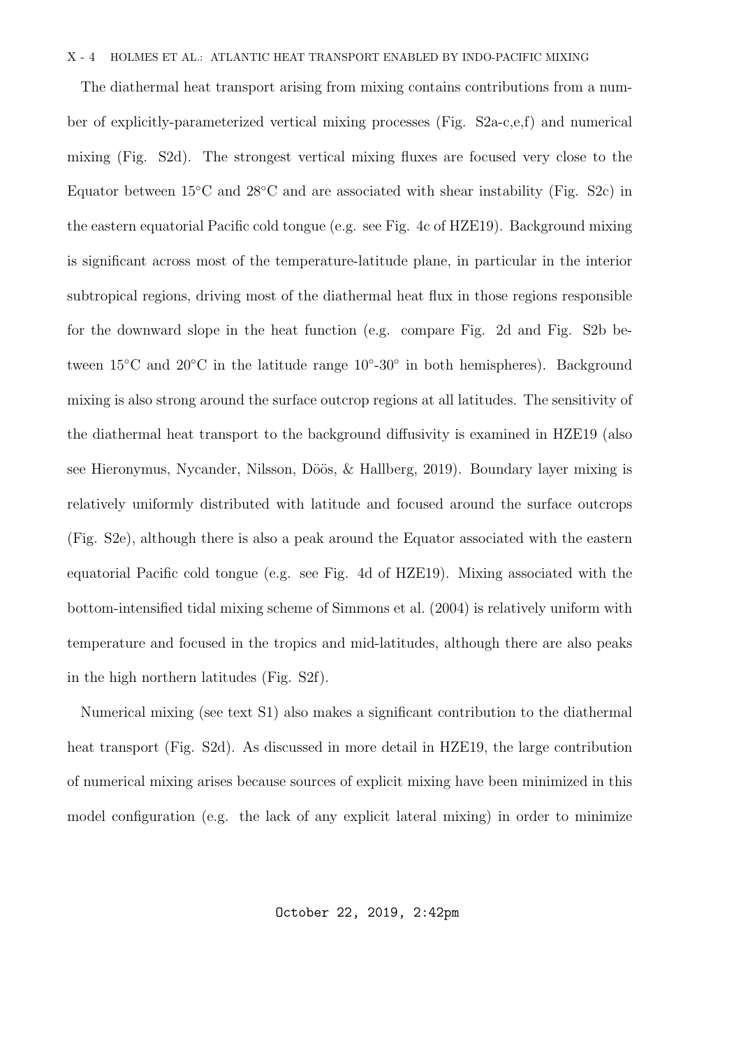The diathermal heat transport arising from mixing contains contributions from a number of explicitly-parameterized vertical mixing processes (Fig. S2a-c,e,f) and numerical mixing (Fig. S2d). The strongest vertical mixing fluxes are focused very close to the Equator between 15°C and 28°C and are associated with shear instability (Fig. S2c) in the eastern equatorial Pacific cold tongue (e.g. see Fig. 4c of HZE19). Background mixing is significant across most of the temperature-latitude plane, in particular in the interior subtropical regions, driving most of the diathermal heat flux in those regions responsible for the downward slope in the heat function (e.g. compare Fig. 2d and Fig. S2b between 15°C and 20°C in the latitude range 10°-30° in both hemispheres). Background mixing is also strong around the surface outcrop regions at all latitudes. The sensitivity of the diathermal heat transport to the background diffusivity is examined in HZE19 (also see Hieronymus, Nycander, Nilsson, Döös, & Hallberg, 2019). Boundary layer mixing is relatively uniformly distributed with latitude and focused around the surface outcrops (Fig. S2e), although there is also a peak around the Equator associated with the eastern equatorial Pacific cold tongue (e.g. see Fig. 4d of HZE19). Mixing associated with the bottom-intensified tidal mixing scheme of Simmons et al. (2004) is relatively uniform with temperature and focused in the tropics and mid-latitudes, although there are also peaks in the high northern latitudes (Fig. S2f).

Numerical mixing (see text S1) also makes a significant contribution to the diathermal heat transport (Fig. S2d). As discussed in more detail in HZE19, the large contribution of numerical mixing arises because sources of explicit mixing have been minimized in this model configuration (e.g. the lack of any explicit lateral mixing) in order to minimize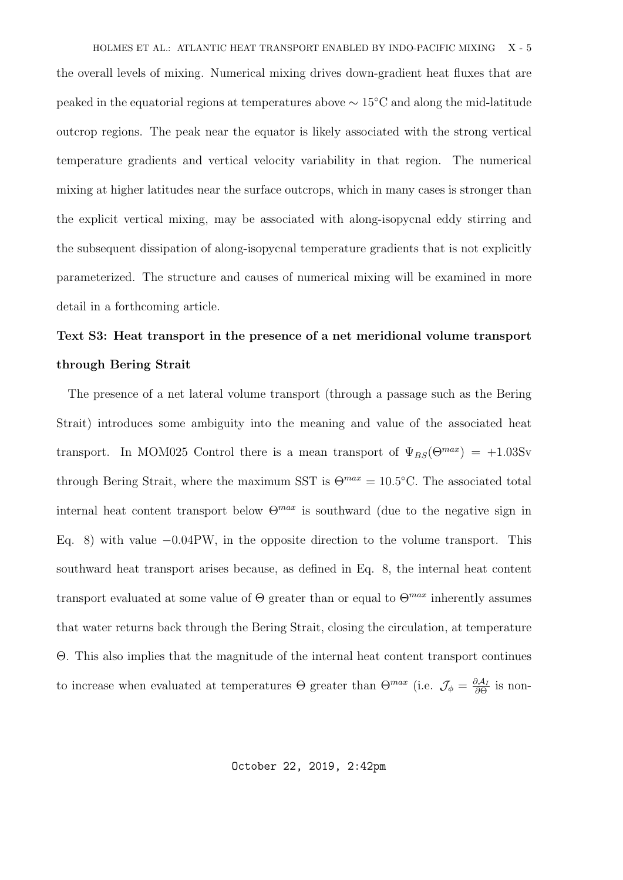the overall levels of mixing. Numerical mixing drives down-gradient heat fluxes that are peaked in the equatorial regions at temperatures above $\sim 15°$C and along the mid-latitude outcrop regions. The peak near the equator is likely associated with the strong vertical temperature gradients and vertical velocity variability in that region. The numerical mixing at higher latitudes near the surface outcrops, which in many cases is stronger than the explicit vertical mixing, may be associated with along-isopycnal eddy stirring and the subsequent dissipation of along-isopycnal temperature gradients that is not explicitly parameterized. The structure and causes of numerical mixing will be examined in more detail in a forthcoming article.

**Text S3: Heat transport in the presence of a net meridional volume transport through Bering Strait**

The presence of a net lateral volume transport (through a passage such as the Bering Strait) introduces some ambiguity into the meaning and value of the associated heat transport. In MOM025 Control there is a mean transport of $\Psi_{BS}(\Theta^{max}) = +1.03$Sv through Bering Strait, where the maximum SST is $\Theta^{max} = 10.5°$C. The associated total internal heat content transport below $\Theta^{max}$ is southward (due to the negative sign in Eq. 8) with value $-0.04$PW, in the opposite direction to the volume transport. This southward heat transport arises because, as defined in Eq. 8, the internal heat content transport evaluated at some value of $\Theta$ greater than or equal to $\Theta^{max}$ inherently assumes that water returns back through the Bering Strait, closing the circulation, at temperature $\Theta$. This also implies that the magnitude of the internal heat content transport continues to increase when evaluated at temperatures $\Theta$ greater than $\Theta^{max}$ (i.e. $\mathcal{J}_\phi = \frac{\partial \mathcal{A}_I}{\partial \Theta}$ is non-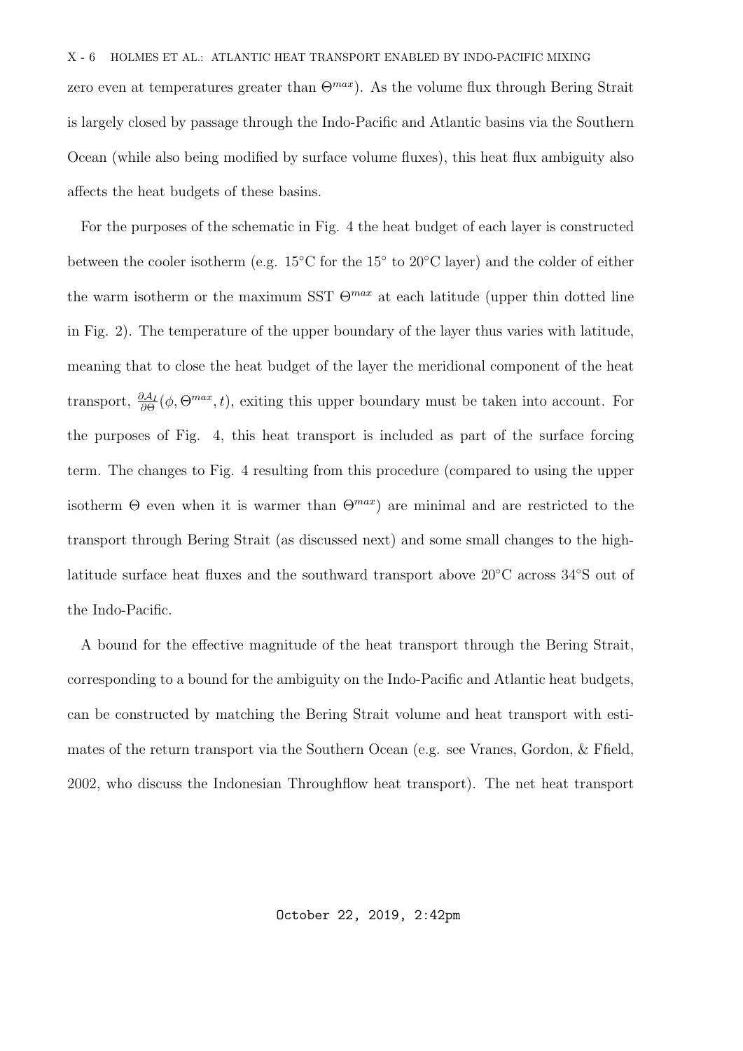zero even at temperatures greater than $\Theta^{max}$). As the volume flux through Bering Strait is largely closed by passage through the Indo-Pacific and Atlantic basins via the Southern Ocean (while also being modified by surface volume fluxes), this heat flux ambiguity also affects the heat budgets of these basins.

For the purposes of the schematic in Fig. 4 the heat budget of each layer is constructed between the cooler isotherm (e.g. 15°C for the 15° to 20°C layer) and the colder of either the warm isotherm or the maximum SST $\Theta^{max}$ at each latitude (upper thin dotted line in Fig. 2). The temperature of the upper boundary of the layer thus varies with latitude, meaning that to close the heat budget of the layer the meridional component of the heat transport, $\frac{\partial \mathcal{A}_I}{\partial \Theta}(\phi, \Theta^{max}, t)$, exiting this upper boundary must be taken into account. For the purposes of Fig. 4, this heat transport is included as part of the surface forcing term. The changes to Fig. 4 resulting from this procedure (compared to using the upper isotherm $\Theta$ even when it is warmer than $\Theta^{max}$) are minimal and are restricted to the transport through Bering Strait (as discussed next) and some small changes to the high-latitude surface heat fluxes and the southward transport above 20°C across 34°S out of the Indo-Pacific.

A bound for the effective magnitude of the heat transport through the Bering Strait, corresponding to a bound for the ambiguity on the Indo-Pacific and Atlantic heat budgets, can be constructed by matching the Bering Strait volume and heat transport with estimates of the return transport via the Southern Ocean (e.g. see Vranes, Gordon, & Ffield, 2002, who discuss the Indonesian Throughflow heat transport). The net heat transport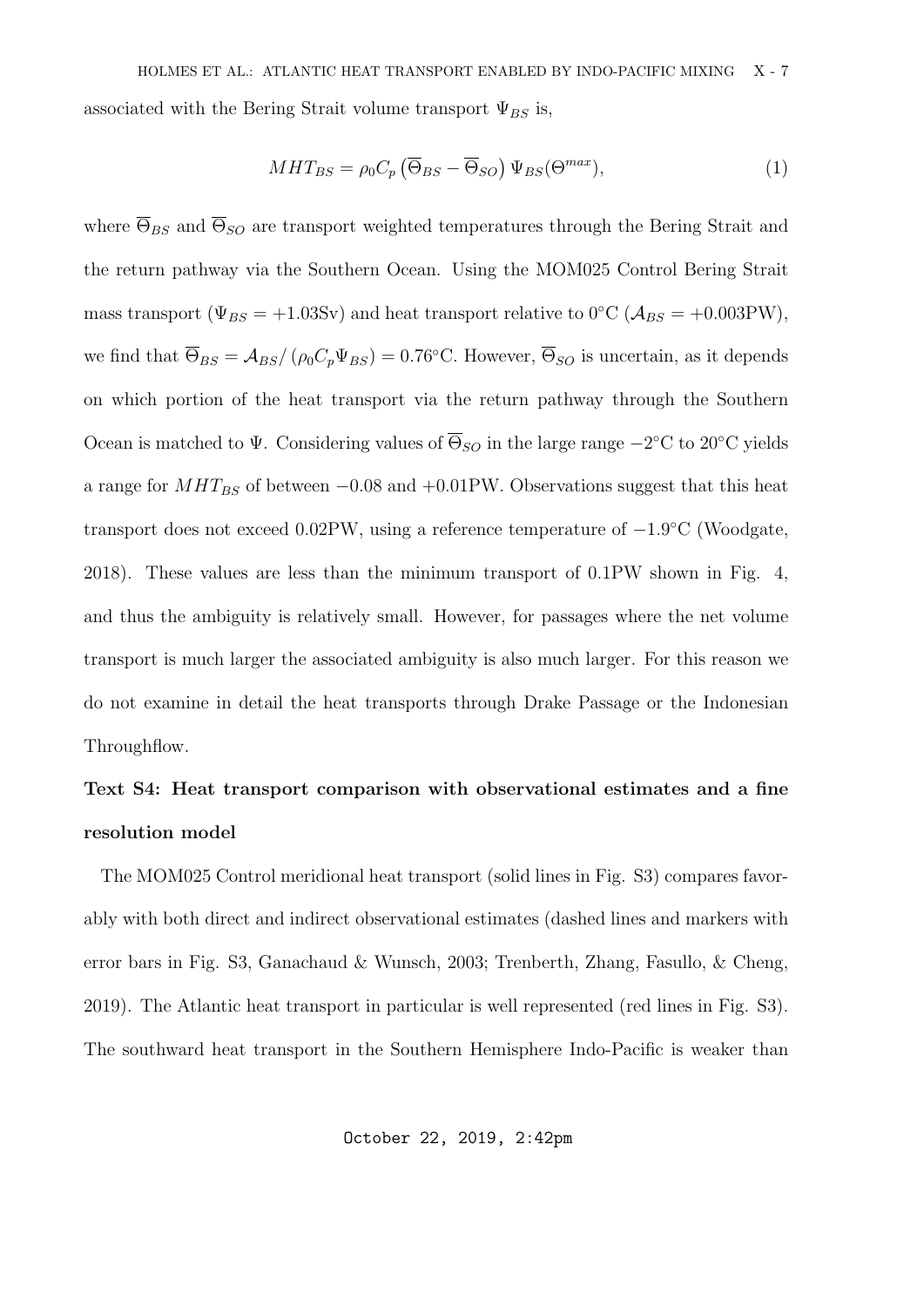associated with the Bering Strait volume transport $\Psi_{BS}$ is,

$$MHT_{BS} = \rho_0 C_p \left(\overline{\Theta}_{BS} - \overline{\Theta}_{SO}\right) \Psi_{BS}(\Theta^{max}), \tag{1}$$

where $\overline{\Theta}_{BS}$ and $\overline{\Theta}_{SO}$ are transport weighted temperatures through the Bering Strait and the return pathway via the Southern Ocean. Using the MOM025 Control Bering Strait mass transport ($\Psi_{BS} = +1.03$Sv) and heat transport relative to 0°C ($\mathcal{A}_{BS} = +0.003$PW), we find that $\overline{\Theta}_{BS} = \mathcal{A}_{BS}/\left(\rho_0 C_p \Psi_{BS}\right) = 0.76$°C. However, $\overline{\Theta}_{SO}$ is uncertain, as it depends on which portion of the heat transport via the return pathway through the Southern Ocean is matched to $\Psi$. Considering values of $\overline{\Theta}_{SO}$ in the large range $-2$°C to 20°C yields a range for $MHT_{BS}$ of between $-0.08$ and $+0.01$PW. Observations suggest that this heat transport does not exceed 0.02PW, using a reference temperature of $-1.9$°C (Woodgate, 2018). These values are less than the minimum transport of 0.1PW shown in Fig. 4, and thus the ambiguity is relatively small. However, for passages where the net volume transport is much larger the associated ambiguity is also much larger. For this reason we do not examine in detail the heat transports through Drake Passage or the Indonesian Throughflow.

**Text S4: Heat transport comparison with observational estimates and a fine resolution model**

The MOM025 Control meridional heat transport (solid lines in Fig. S3) compares favorably with both direct and indirect observational estimates (dashed lines and markers with error bars in Fig. S3, Ganachaud & Wunsch, 2003; Trenberth, Zhang, Fasullo, & Cheng, 2019). The Atlantic heat transport in particular is well represented (red lines in Fig. S3). The southward heat transport in the Southern Hemisphere Indo-Pacific is weaker than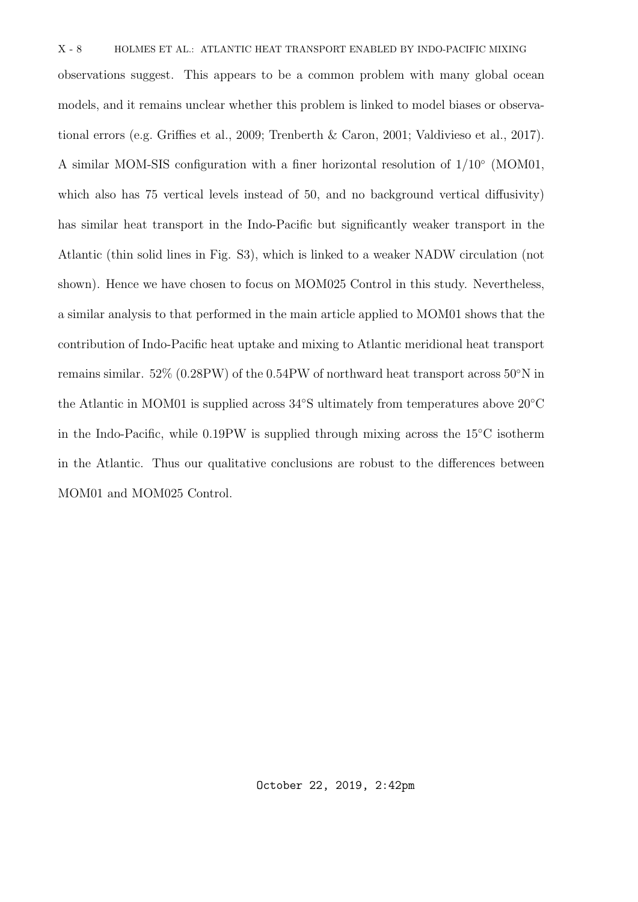observations suggest. This appears to be a common problem with many global ocean models, and it remains unclear whether this problem is linked to model biases or observational errors (e.g. Griffies et al., 2009; Trenberth & Caron, 2001; Valdivieso et al., 2017). A similar MOM-SIS configuration with a finer horizontal resolution of $1/10^{\circ}$ (MOM01, which also has 75 vertical levels instead of 50, and no background vertical diffusivity) has similar heat transport in the Indo-Pacific but significantly weaker transport in the Atlantic (thin solid lines in Fig. S3), which is linked to a weaker NADW circulation (not shown). Hence we have chosen to focus on MOM025 Control in this study. Nevertheless, a similar analysis to that performed in the main article applied to MOM01 shows that the contribution of Indo-Pacific heat uptake and mixing to Atlantic meridional heat transport remains similar. 52% (0.28PW) of the 0.54PW of northward heat transport across $50^{\circ}$N in the Atlantic in MOM01 is supplied across $34^{\circ}$S ultimately from temperatures above $20^{\circ}$C in the Indo-Pacific, while 0.19PW is supplied through mixing across the $15^{\circ}$C isotherm in the Atlantic. Thus our qualitative conclusions are robust to the differences between MOM01 and MOM025 Control.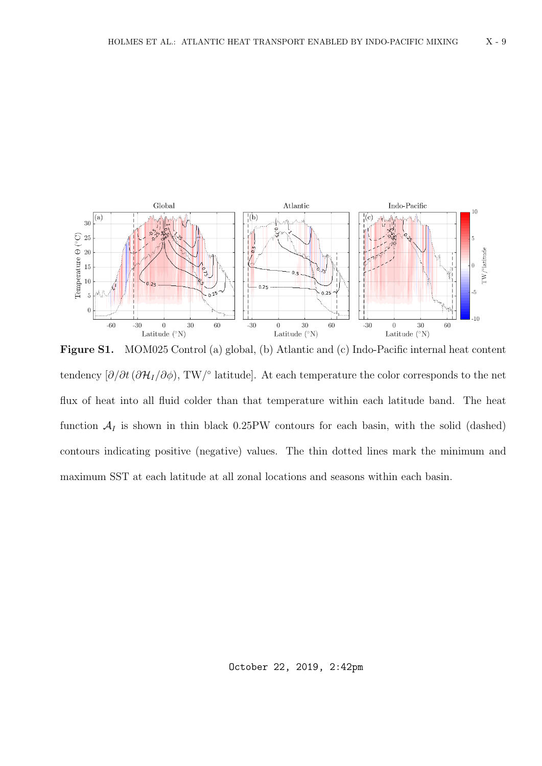**Figure S1.** MOM025 Control (a) global, (b) Atlantic and (c) Indo-Pacific internal heat content tendency [$\partial/\partial t\,(\partial\mathcal{H}_I/\partial\phi)$, TW/° latitude]. At each temperature the color corresponds to the net flux of heat into all fluid colder than that temperature within each latitude band. The heat function $\mathcal{A}_I$ is shown in thin black 0.25PW contours for each basin, with the solid (dashed) contours indicating positive (negative) values. The thin dotted lines mark the minimum and maximum SST at each latitude at all zonal locations and seasons within each basin.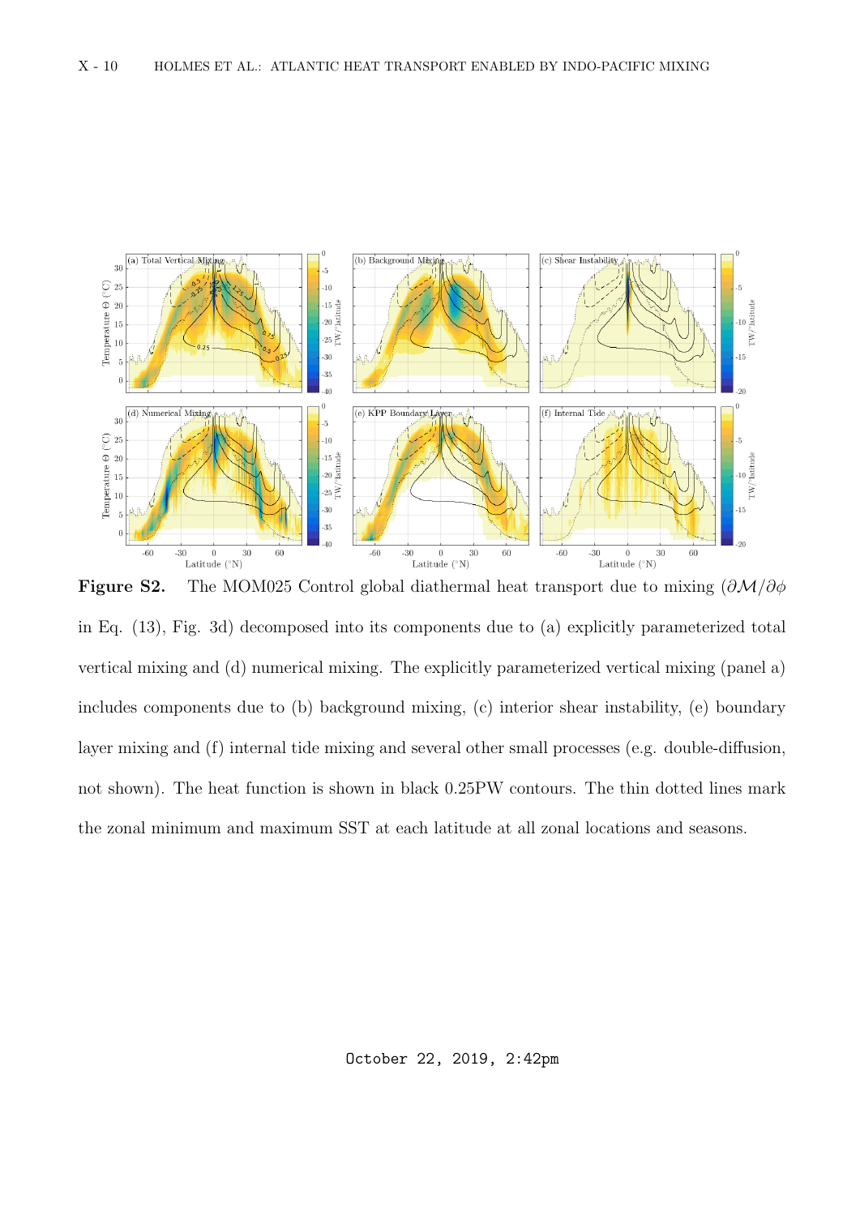**Figure S2.** The MOM025 Control global diathermal heat transport due to mixing ($\partial \mathcal{M}/\partial \phi$ in Eq. (13), Fig. 3d) decomposed into its components due to (a) explicitly parameterized total vertical mixing and (d) numerical mixing. The explicitly parameterized vertical mixing (panel a) includes components due to (b) background mixing, (c) interior shear instability, (e) boundary layer mixing and (f) internal tide mixing and several other small processes (e.g. double-diffusion, not shown). The heat function is shown in black 0.25PW contours. The thin dotted lines mark the zonal minimum and maximum SST at each latitude at all zonal locations and seasons.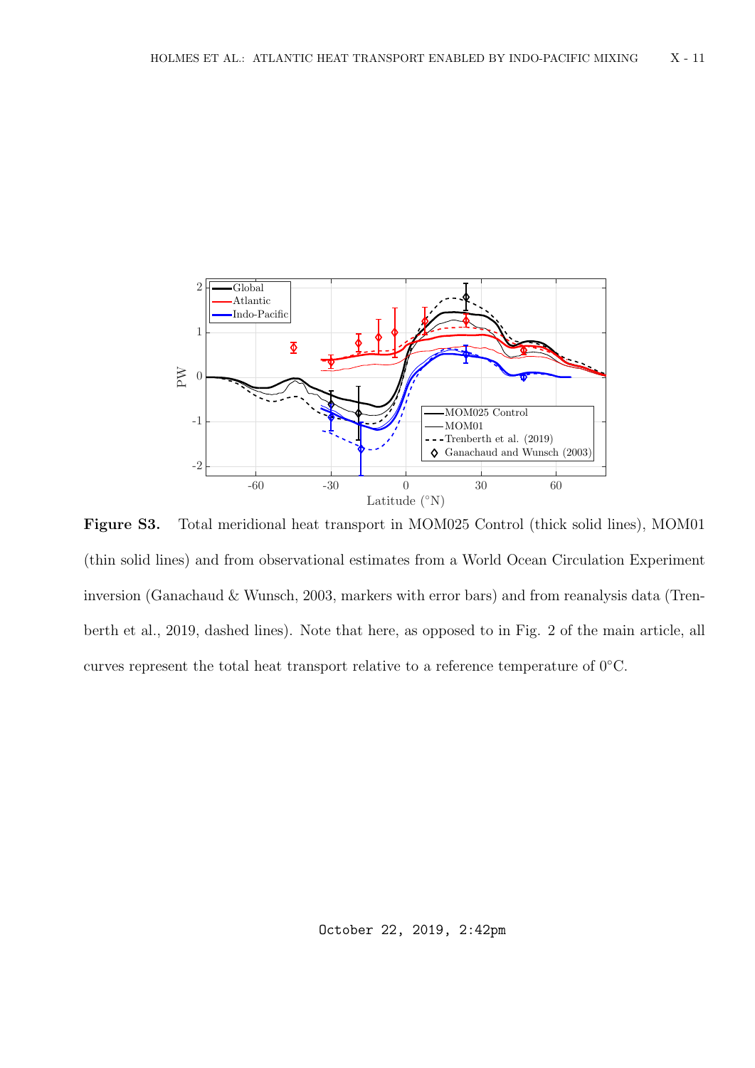Global
Atlantic
Indo-Pacific

MOM025 Control
MOM01
Trenberth et al. (2019)
Ganachaud and Wunsch (2003)

PW

2
1
0
-1
-2

-60
-30
0
30
60

Latitude (°N)

**Figure S3.** Total meridional heat transport in MOM025 Control (thick solid lines), MOM01 (thin solid lines) and from observational estimates from a World Ocean Circulation Experiment inversion (Ganachaud & Wunsch, 2003, markers with error bars) and from reanalysis data (Trenberth et al., 2019, dashed lines). Note that here, as opposed to in Fig. 2 of the main article, all curves represent the total heat transport relative to a reference temperature of 0°C.